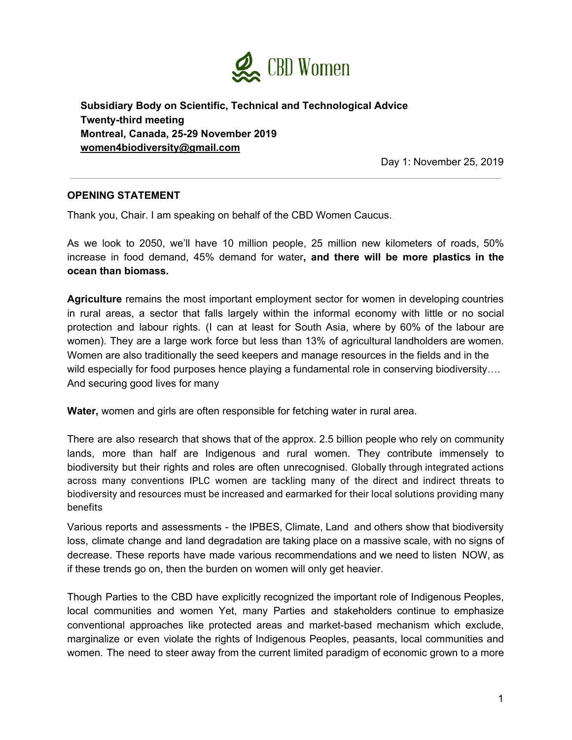# CBD Women

**Subsidiary Body on Scientific, Technical and Technological Advice**
**Twenty-third meeting**
**Montreal, Canada, 25-29 November 2019**
**women4biodiversity@gmail.com**

Day 1: November 25, 2019

---

## OPENING STATEMENT

Thank you, Chair. I am speaking on behalf of the CBD Women Caucus.

As we look to 2050, we'll have 10 million people, 25 million new kilometers of roads, 50% increase in food demand, 45% demand for water**, and there will be more plastics in the ocean than biomass.**

**Agriculture** remains the most important employment sector for women in developing countries in rural areas, a sector that falls largely within the informal economy with little or no social protection and labour rights. (I can at least for South Asia, where by 60% of the labour are women). They are a large work force but less than 13% of agricultural landholders are women. Women are also traditionally the seed keepers and manage resources in the fields and in the wild especially for food purposes hence playing a fundamental role in conserving biodiversity…. And securing good lives for many

**Water,** women and girls are often responsible for fetching water in rural area.

There are also research that shows that of the approx. 2.5 billion people who rely on community lands, more than half are Indigenous and rural women. They contribute immensely to biodiversity but their rights and roles are often unrecognised. Globally through integrated actions across many conventions IPLC women are tackling many of the direct and indirect threats to biodiversity and resources must be increased and earmarked for their local solutions providing many benefits

Various reports and assessments - the IPBES, Climate, Land and others show that biodiversity loss, climate change and land degradation are taking place on a massive scale, with no signs of decrease. These reports have made various recommendations and we need to listen NOW, as if these trends go on, then the burden on women will only get heavier.

Though Parties to the CBD have explicitly recognized the important role of Indigenous Peoples, local communities and women Yet, many Parties and stakeholders continue to emphasize conventional approaches like protected areas and market-based mechanism which exclude, marginalize or even violate the rights of Indigenous Peoples, peasants, local communities and women. The need to steer away from the current limited paradigm of economic grown to a more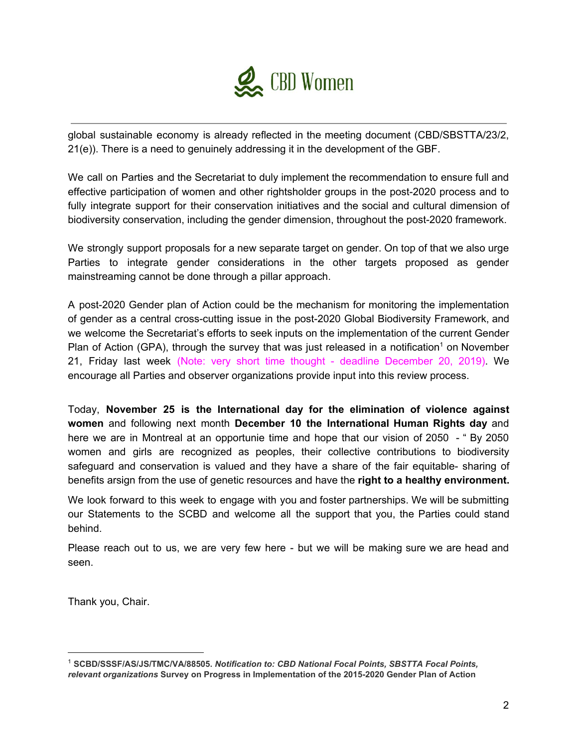global sustainable economy is already reflected in the meeting document (CBD/SBSTTA/23/2, 21(e)). There is a need to genuinely addressing it in the development of the GBF.

We call on Parties and the Secretariat to duly implement the recommendation to ensure full and effective participation of women and other rightsholder groups in the post-2020 process and to fully integrate support for their conservation initiatives and the social and cultural dimension of biodiversity conservation, including the gender dimension, throughout the post-2020 framework.

We strongly support proposals for a new separate target on gender. On top of that we also urge Parties to integrate gender considerations in the other targets proposed as gender mainstreaming cannot be done through a pillar approach.

A post-2020 Gender plan of Action could be the mechanism for monitoring the implementation of gender as a central cross-cutting issue in the post-2020 Global Biodiversity Framework, and we welcome the Secretariat's efforts to seek inputs on the implementation of the current Gender Plan of Action (GPA), through the survey that was just released in a notification[1] on November 21, Friday last week (Note: very short time thought - deadline December 20, 2019). We encourage all Parties and observer organizations provide input into this review process.

Today, **November 25 is the International day for the elimination of violence against women** and following next month **December 10 the International Human Rights day** and here we are in Montreal at an opportunie time and hope that our vision of 2050 - " By 2050 women and girls are recognized as peoples, their collective contributions to biodiversity safeguard and conservation is valued and they have a share of the fair equitable- sharing of benefits arsign from the use of genetic resources and have the **right to a healthy environment.**

We look forward to this week to engage with you and foster partnerships. We will be submitting our Statements to the SCBD and welcome all the support that you, the Parties could stand behind.

Please reach out to us, we are very few here - but we will be making sure we are head and seen.

Thank you, Chair.

---

[1] **SCBD/SSSF/AS/JS/TMC/VA/88505.** ***Notification to: CBD National Focal Points, SBSTTA Focal Points, relevant organizations*** **Survey on Progress in Implementation of the 2015-2020 Gender Plan of Action**